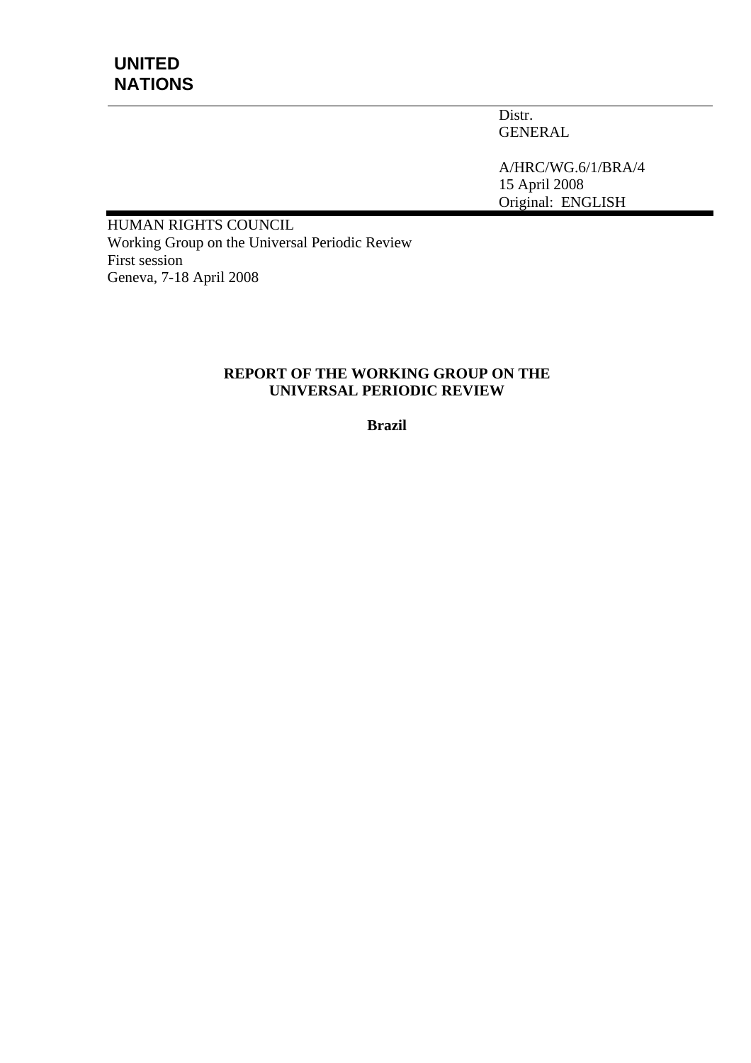**UNITED NATIONS**

Distr.
GENERAL

A/HRC/WG.6/1/BRA/4
15 April 2008

Original: ENGLISH

HUMAN RIGHTS COUNCIL
Working Group on the Universal Periodic Review
First session
Geneva, 7-18 April 2008

# REPORT OF THE WORKING GROUP ON THE UNIVERSAL PERIODIC REVIEW

## Brazil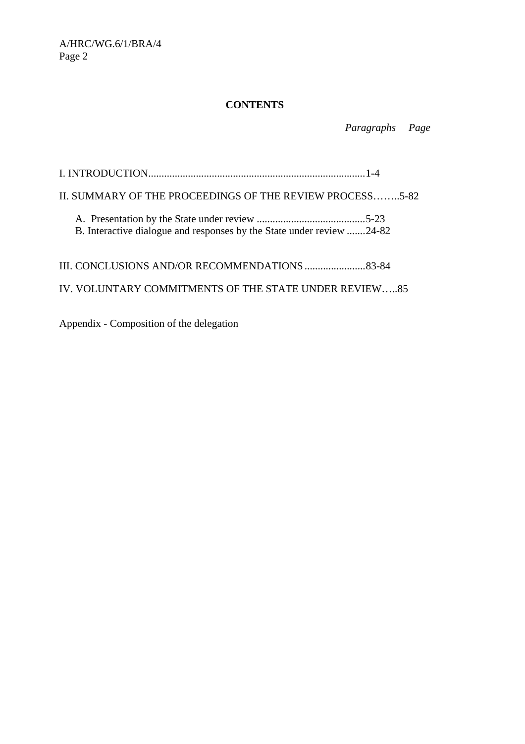**CONTENTS**

| | *Paragraphs* | *Page* |
|---|---|---|
| I. INTRODUCTION | 1-4 | |
| II. SUMMARY OF THE PROCEEDINGS OF THE REVIEW PROCESS | 5-82 | |
| A. Presentation by the State under review | 5-23 | |
| B. Interactive dialogue and responses by the State under review | 24-82 | |
| III. CONCLUSIONS AND/OR RECOMMENDATIONS | 83-84 | |
| IV. VOLUNTARY COMMITMENTS OF THE STATE UNDER REVIEW | 85 | |
| Appendix - Composition of the delegation | | |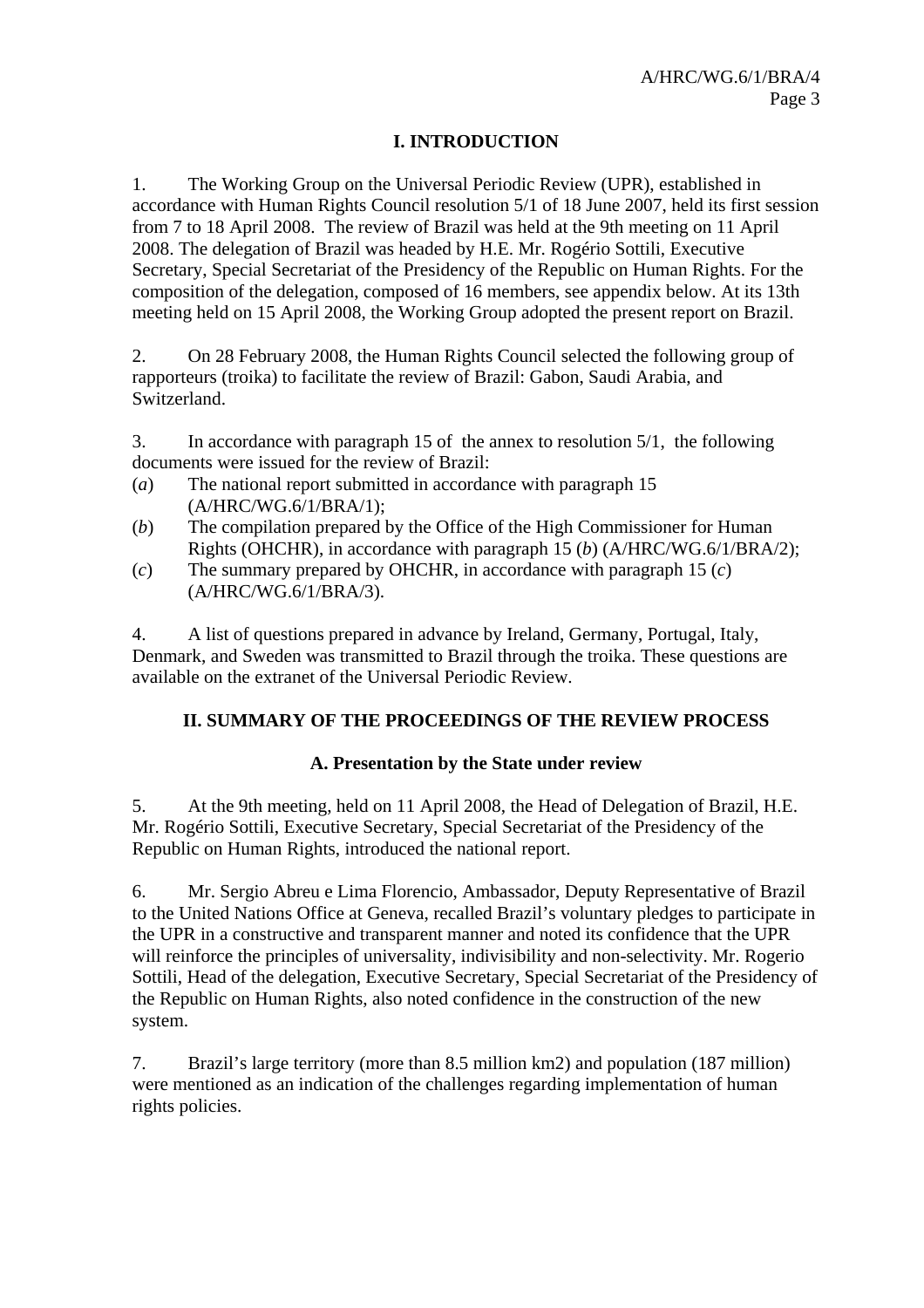# I. INTRODUCTION

1. The Working Group on the Universal Periodic Review (UPR), established in accordance with Human Rights Council resolution 5/1 of 18 June 2007, held its first session from 7 to 18 April 2008. The review of Brazil was held at the 9th meeting on 11 April 2008. The delegation of Brazil was headed by H.E. Mr. Rogério Sottili, Executive Secretary, Special Secretariat of the Presidency of the Republic on Human Rights. For the composition of the delegation, composed of 16 members, see appendix below. At its 13th meeting held on 15 April 2008, the Working Group adopted the present report on Brazil.

2. On 28 February 2008, the Human Rights Council selected the following group of rapporteurs (troika) to facilitate the review of Brazil: Gabon, Saudi Arabia, and Switzerland.

3. In accordance with paragraph 15 of the annex to resolution 5/1, the following documents were issued for the review of Brazil:

(*a*) The national report submitted in accordance with paragraph 15 (A/HRC/WG.6/1/BRA/1);

(*b*) The compilation prepared by the Office of the High Commissioner for Human Rights (OHCHR), in accordance with paragraph 15 (*b*) (A/HRC/WG.6/1/BRA/2);

(*c*) The summary prepared by OHCHR, in accordance with paragraph 15 (*c*) (A/HRC/WG.6/1/BRA/3).

4. A list of questions prepared in advance by Ireland, Germany, Portugal, Italy, Denmark, and Sweden was transmitted to Brazil through the troika. These questions are available on the extranet of the Universal Periodic Review.

# II. SUMMARY OF THE PROCEEDINGS OF THE REVIEW PROCESS

## A. Presentation by the State under review

5. At the 9th meeting, held on 11 April 2008, the Head of Delegation of Brazil, H.E. Mr. Rogério Sottili, Executive Secretary, Special Secretariat of the Presidency of the Republic on Human Rights, introduced the national report.

6. Mr. Sergio Abreu e Lima Florencio, Ambassador, Deputy Representative of Brazil to the United Nations Office at Geneva, recalled Brazil's voluntary pledges to participate in the UPR in a constructive and transparent manner and noted its confidence that the UPR will reinforce the principles of universality, indivisibility and non-selectivity. Mr. Rogerio Sottili, Head of the delegation, Executive Secretary, Special Secretariat of the Presidency of the Republic on Human Rights, also noted confidence in the construction of the new system.

7. Brazil's large territory (more than 8.5 million km2) and population (187 million) were mentioned as an indication of the challenges regarding implementation of human rights policies.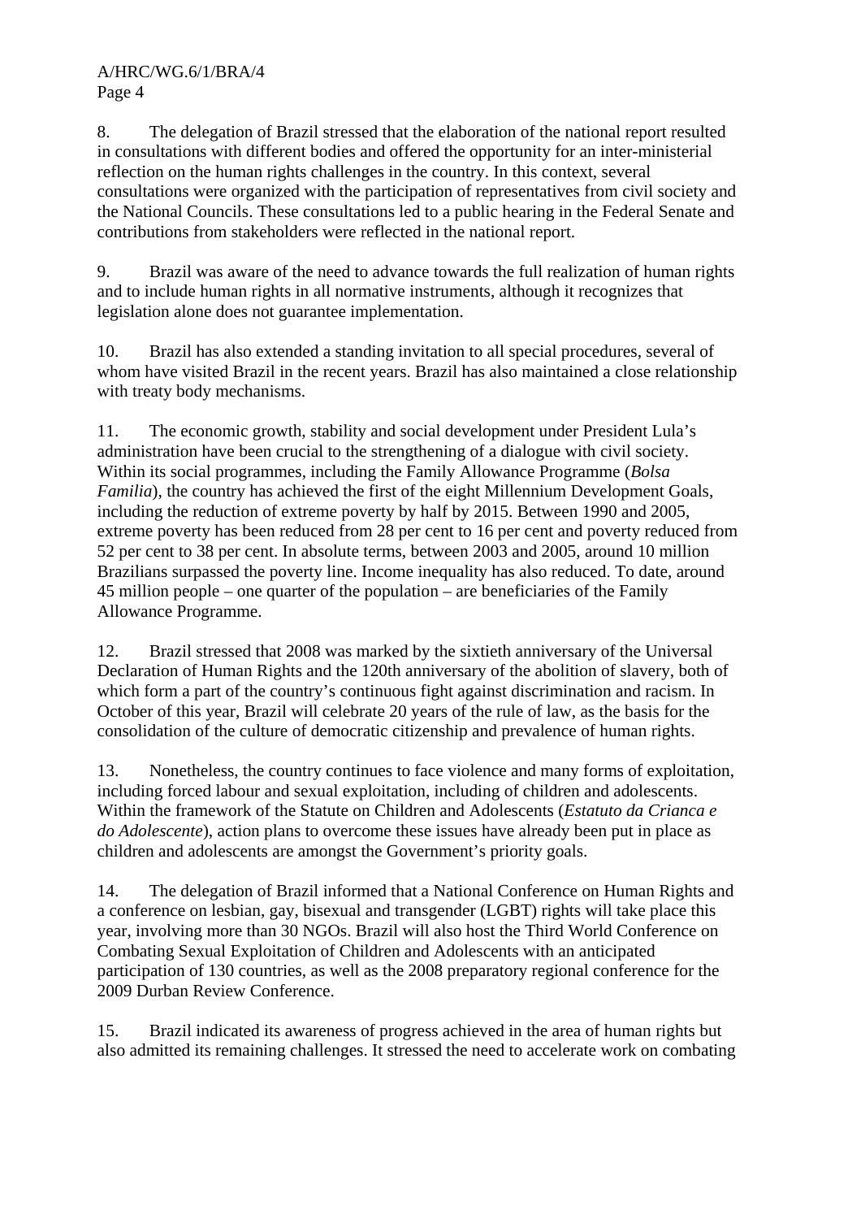8. The delegation of Brazil stressed that the elaboration of the national report resulted in consultations with different bodies and offered the opportunity for an inter-ministerial reflection on the human rights challenges in the country. In this context, several consultations were organized with the participation of representatives from civil society and the National Councils. These consultations led to a public hearing in the Federal Senate and contributions from stakeholders were reflected in the national report.

9. Brazil was aware of the need to advance towards the full realization of human rights and to include human rights in all normative instruments, although it recognizes that legislation alone does not guarantee implementation.

10. Brazil has also extended a standing invitation to all special procedures, several of whom have visited Brazil in the recent years. Brazil has also maintained a close relationship with treaty body mechanisms.

11. The economic growth, stability and social development under President Lula's administration have been crucial to the strengthening of a dialogue with civil society. Within its social programmes, including the Family Allowance Programme (*Bolsa Familia*), the country has achieved the first of the eight Millennium Development Goals, including the reduction of extreme poverty by half by 2015. Between 1990 and 2005, extreme poverty has been reduced from 28 per cent to 16 per cent and poverty reduced from 52 per cent to 38 per cent. In absolute terms, between 2003 and 2005, around 10 million Brazilians surpassed the poverty line. Income inequality has also reduced. To date, around 45 million people – one quarter of the population – are beneficiaries of the Family Allowance Programme.

12. Brazil stressed that 2008 was marked by the sixtieth anniversary of the Universal Declaration of Human Rights and the 120th anniversary of the abolition of slavery, both of which form a part of the country's continuous fight against discrimination and racism. In October of this year, Brazil will celebrate 20 years of the rule of law, as the basis for the consolidation of the culture of democratic citizenship and prevalence of human rights.

13. Nonetheless, the country continues to face violence and many forms of exploitation, including forced labour and sexual exploitation, including of children and adolescents. Within the framework of the Statute on Children and Adolescents (*Estatuto da Crianca e do Adolescente*), action plans to overcome these issues have already been put in place as children and adolescents are amongst the Government's priority goals.

14. The delegation of Brazil informed that a National Conference on Human Rights and a conference on lesbian, gay, bisexual and transgender (LGBT) rights will take place this year, involving more than 30 NGOs. Brazil will also host the Third World Conference on Combating Sexual Exploitation of Children and Adolescents with an anticipated participation of 130 countries, as well as the 2008 preparatory regional conference for the 2009 Durban Review Conference.

15. Brazil indicated its awareness of progress achieved in the area of human rights but also admitted its remaining challenges. It stressed the need to accelerate work on combating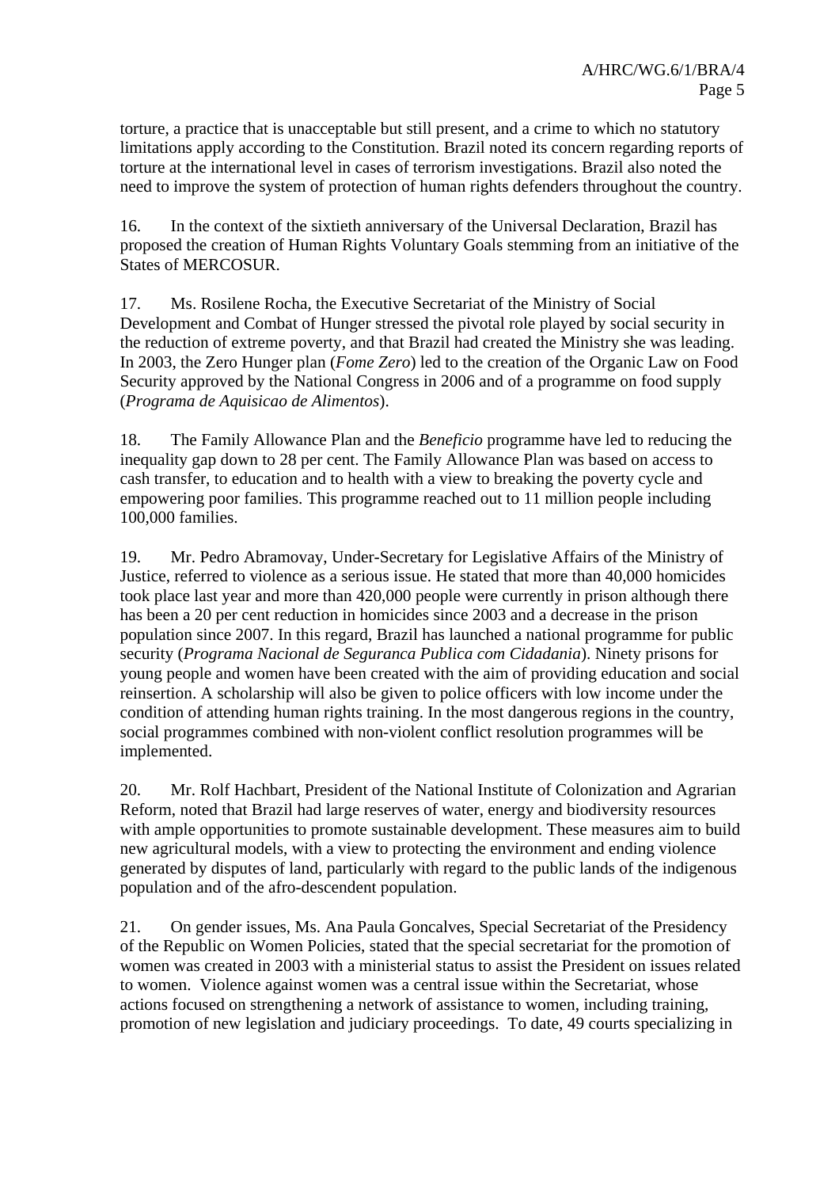torture, a practice that is unacceptable but still present, and a crime to which no statutory limitations apply according to the Constitution. Brazil noted its concern regarding reports of torture at the international level in cases of terrorism investigations. Brazil also noted the need to improve the system of protection of human rights defenders throughout the country.

16. In the context of the sixtieth anniversary of the Universal Declaration, Brazil has proposed the creation of Human Rights Voluntary Goals stemming from an initiative of the States of MERCOSUR.

17. Ms. Rosilene Rocha, the Executive Secretariat of the Ministry of Social Development and Combat of Hunger stressed the pivotal role played by social security in the reduction of extreme poverty, and that Brazil had created the Ministry she was leading. In 2003, the Zero Hunger plan (*Fome Zero*) led to the creation of the Organic Law on Food Security approved by the National Congress in 2006 and of a programme on food supply (*Programa de Aquisicao de Alimentos*).

18. The Family Allowance Plan and the *Beneficio* programme have led to reducing the inequality gap down to 28 per cent. The Family Allowance Plan was based on access to cash transfer, to education and to health with a view to breaking the poverty cycle and empowering poor families. This programme reached out to 11 million people including 100,000 families.

19. Mr. Pedro Abramovay, Under-Secretary for Legislative Affairs of the Ministry of Justice, referred to violence as a serious issue. He stated that more than 40,000 homicides took place last year and more than 420,000 people were currently in prison although there has been a 20 per cent reduction in homicides since 2003 and a decrease in the prison population since 2007. In this regard, Brazil has launched a national programme for public security (*Programa Nacional de Seguranca Publica com Cidadania*). Ninety prisons for young people and women have been created with the aim of providing education and social reinsertion. A scholarship will also be given to police officers with low income under the condition of attending human rights training. In the most dangerous regions in the country, social programmes combined with non-violent conflict resolution programmes will be implemented.

20. Mr. Rolf Hachbart, President of the National Institute of Colonization and Agrarian Reform, noted that Brazil had large reserves of water, energy and biodiversity resources with ample opportunities to promote sustainable development. These measures aim to build new agricultural models, with a view to protecting the environment and ending violence generated by disputes of land, particularly with regard to the public lands of the indigenous population and of the afro-descendent population.

21. On gender issues, Ms. Ana Paula Goncalves, Special Secretariat of the Presidency of the Republic on Women Policies, stated that the special secretariat for the promotion of women was created in 2003 with a ministerial status to assist the President on issues related to women. Violence against women was a central issue within the Secretariat, whose actions focused on strengthening a network of assistance to women, including training, promotion of new legislation and judiciary proceedings. To date, 49 courts specializing in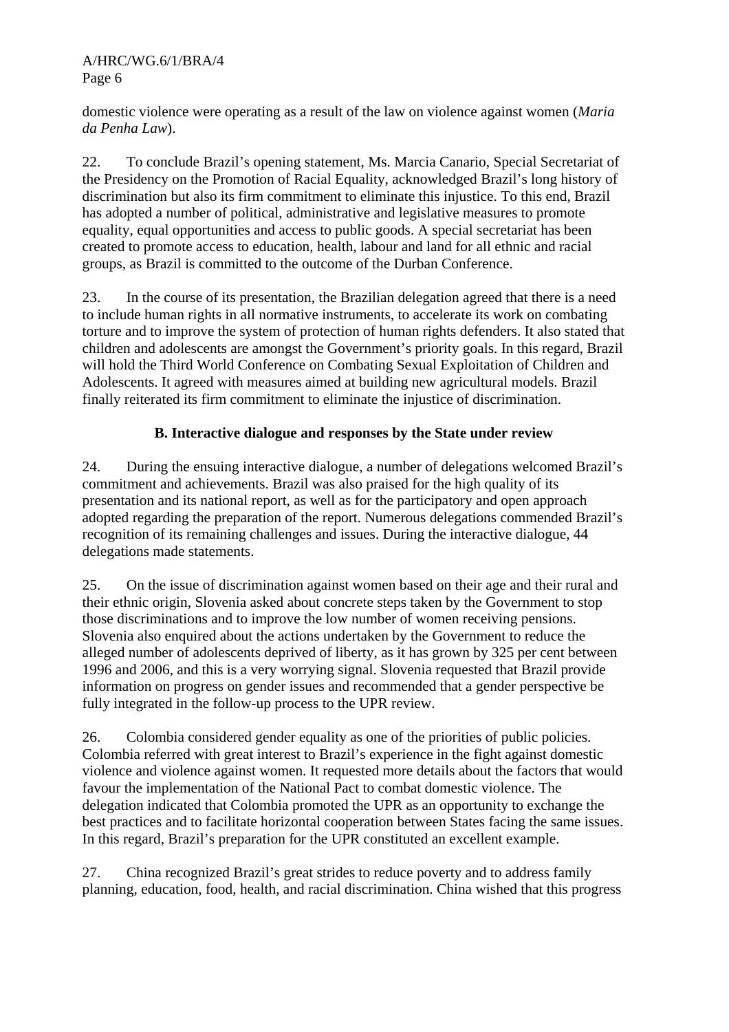domestic violence were operating as a result of the law on violence against women (*Maria da Penha Law*).

22. To conclude Brazil's opening statement, Ms. Marcia Canario, Special Secretariat of the Presidency on the Promotion of Racial Equality, acknowledged Brazil's long history of discrimination but also its firm commitment to eliminate this injustice. To this end, Brazil has adopted a number of political, administrative and legislative measures to promote equality, equal opportunities and access to public goods. A special secretariat has been created to promote access to education, health, labour and land for all ethnic and racial groups, as Brazil is committed to the outcome of the Durban Conference.

23. In the course of its presentation, the Brazilian delegation agreed that there is a need to include human rights in all normative instruments, to accelerate its work on combating torture and to improve the system of protection of human rights defenders. It also stated that children and adolescents are amongst the Government's priority goals. In this regard, Brazil will hold the Third World Conference on Combating Sexual Exploitation of Children and Adolescents. It agreed with measures aimed at building new agricultural models. Brazil finally reiterated its firm commitment to eliminate the injustice of discrimination.

### B. Interactive dialogue and responses by the State under review

24. During the ensuing interactive dialogue, a number of delegations welcomed Brazil's commitment and achievements. Brazil was also praised for the high quality of its presentation and its national report, as well as for the participatory and open approach adopted regarding the preparation of the report. Numerous delegations commended Brazil's recognition of its remaining challenges and issues. During the interactive dialogue, 44 delegations made statements.

25. On the issue of discrimination against women based on their age and their rural and their ethnic origin, Slovenia asked about concrete steps taken by the Government to stop those discriminations and to improve the low number of women receiving pensions. Slovenia also enquired about the actions undertaken by the Government to reduce the alleged number of adolescents deprived of liberty, as it has grown by 325 per cent between 1996 and 2006, and this is a very worrying signal. Slovenia requested that Brazil provide information on progress on gender issues and recommended that a gender perspective be fully integrated in the follow-up process to the UPR review.

26. Colombia considered gender equality as one of the priorities of public policies. Colombia referred with great interest to Brazil's experience in the fight against domestic violence and violence against women. It requested more details about the factors that would favour the implementation of the National Pact to combat domestic violence. The delegation indicated that Colombia promoted the UPR as an opportunity to exchange the best practices and to facilitate horizontal cooperation between States facing the same issues. In this regard, Brazil's preparation for the UPR constituted an excellent example.

27. China recognized Brazil's great strides to reduce poverty and to address family planning, education, food, health, and racial discrimination. China wished that this progress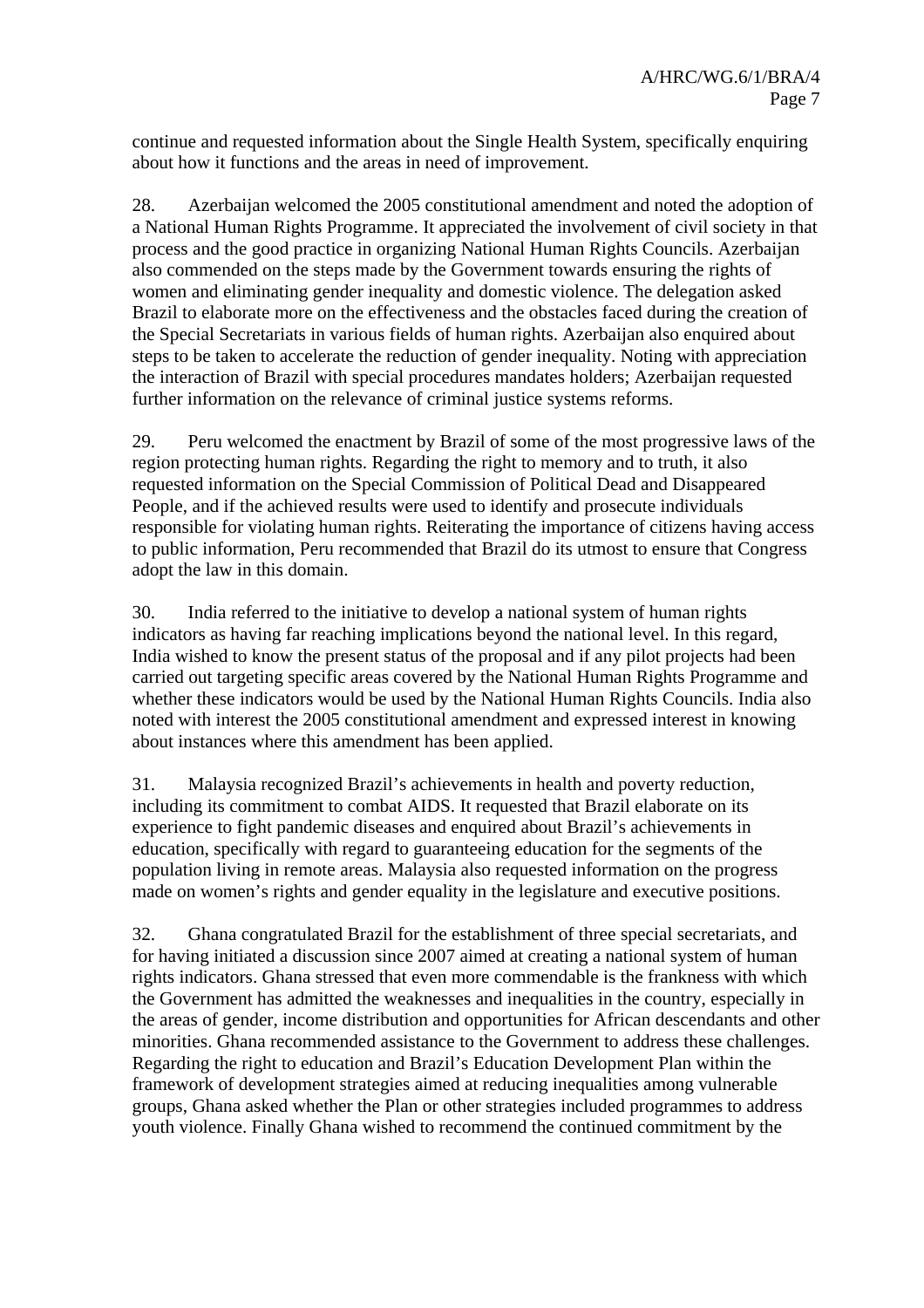continue and requested information about the Single Health System, specifically enquiring about how it functions and the areas in need of improvement.

28. Azerbaijan welcomed the 2005 constitutional amendment and noted the adoption of a National Human Rights Programme. It appreciated the involvement of civil society in that process and the good practice in organizing National Human Rights Councils. Azerbaijan also commended on the steps made by the Government towards ensuring the rights of women and eliminating gender inequality and domestic violence. The delegation asked Brazil to elaborate more on the effectiveness and the obstacles faced during the creation of the Special Secretariats in various fields of human rights. Azerbaijan also enquired about steps to be taken to accelerate the reduction of gender inequality. Noting with appreciation the interaction of Brazil with special procedures mandates holders; Azerbaijan requested further information on the relevance of criminal justice systems reforms.

29. Peru welcomed the enactment by Brazil of some of the most progressive laws of the region protecting human rights. Regarding the right to memory and to truth, it also requested information on the Special Commission of Political Dead and Disappeared People, and if the achieved results were used to identify and prosecute individuals responsible for violating human rights. Reiterating the importance of citizens having access to public information, Peru recommended that Brazil do its utmost to ensure that Congress adopt the law in this domain.

30. India referred to the initiative to develop a national system of human rights indicators as having far reaching implications beyond the national level. In this regard, India wished to know the present status of the proposal and if any pilot projects had been carried out targeting specific areas covered by the National Human Rights Programme and whether these indicators would be used by the National Human Rights Councils. India also noted with interest the 2005 constitutional amendment and expressed interest in knowing about instances where this amendment has been applied.

31. Malaysia recognized Brazil's achievements in health and poverty reduction, including its commitment to combat AIDS. It requested that Brazil elaborate on its experience to fight pandemic diseases and enquired about Brazil's achievements in education, specifically with regard to guaranteeing education for the segments of the population living in remote areas. Malaysia also requested information on the progress made on women's rights and gender equality in the legislature and executive positions.

32. Ghana congratulated Brazil for the establishment of three special secretariats, and for having initiated a discussion since 2007 aimed at creating a national system of human rights indicators. Ghana stressed that even more commendable is the frankness with which the Government has admitted the weaknesses and inequalities in the country, especially in the areas of gender, income distribution and opportunities for African descendants and other minorities. Ghana recommended assistance to the Government to address these challenges. Regarding the right to education and Brazil's Education Development Plan within the framework of development strategies aimed at reducing inequalities among vulnerable groups, Ghana asked whether the Plan or other strategies included programmes to address youth violence. Finally Ghana wished to recommend the continued commitment by the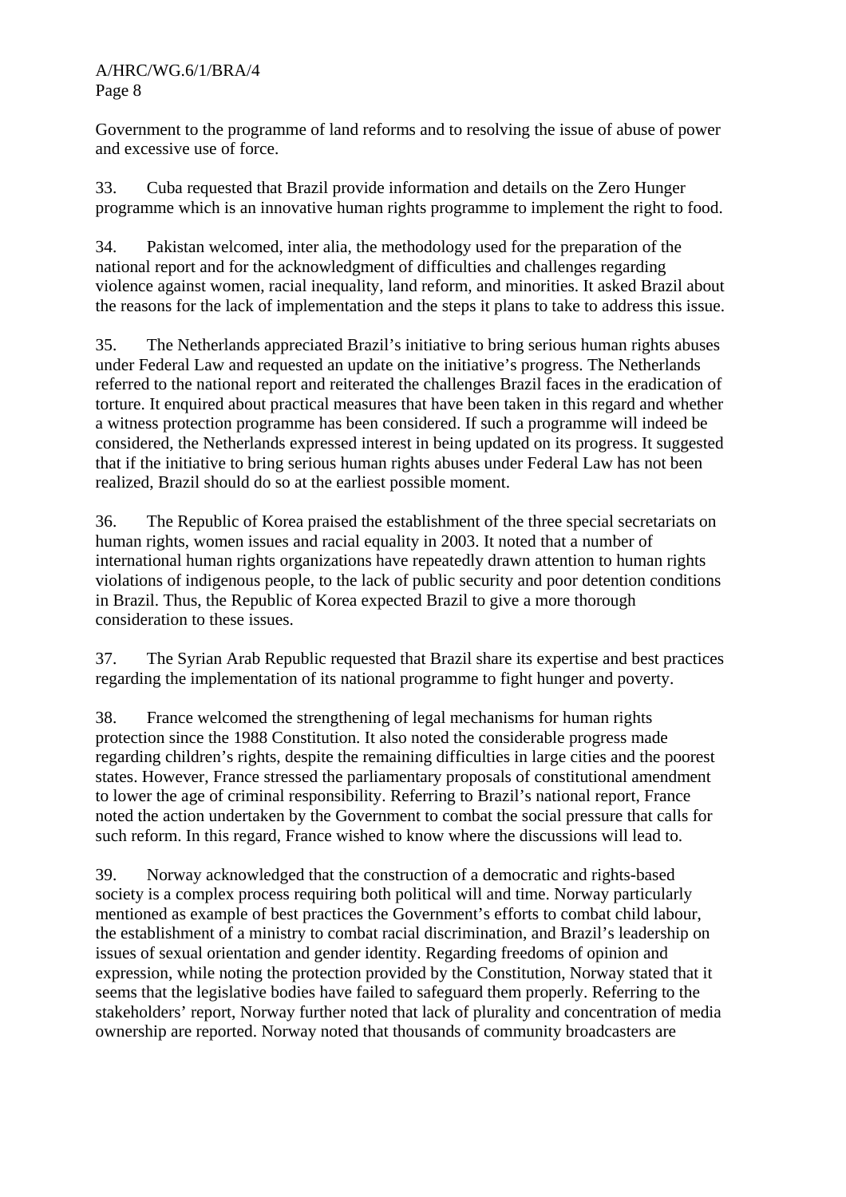Government to the programme of land reforms and to resolving the issue of abuse of power and excessive use of force.

33. Cuba requested that Brazil provide information and details on the Zero Hunger programme which is an innovative human rights programme to implement the right to food.

34. Pakistan welcomed, inter alia, the methodology used for the preparation of the national report and for the acknowledgment of difficulties and challenges regarding violence against women, racial inequality, land reform, and minorities. It asked Brazil about the reasons for the lack of implementation and the steps it plans to take to address this issue.

35. The Netherlands appreciated Brazil's initiative to bring serious human rights abuses under Federal Law and requested an update on the initiative's progress. The Netherlands referred to the national report and reiterated the challenges Brazil faces in the eradication of torture. It enquired about practical measures that have been taken in this regard and whether a witness protection programme has been considered. If such a programme will indeed be considered, the Netherlands expressed interest in being updated on its progress. It suggested that if the initiative to bring serious human rights abuses under Federal Law has not been realized, Brazil should do so at the earliest possible moment.

36. The Republic of Korea praised the establishment of the three special secretariats on human rights, women issues and racial equality in 2003. It noted that a number of international human rights organizations have repeatedly drawn attention to human rights violations of indigenous people, to the lack of public security and poor detention conditions in Brazil. Thus, the Republic of Korea expected Brazil to give a more thorough consideration to these issues.

37. The Syrian Arab Republic requested that Brazil share its expertise and best practices regarding the implementation of its national programme to fight hunger and poverty.

38. France welcomed the strengthening of legal mechanisms for human rights protection since the 1988 Constitution. It also noted the considerable progress made regarding children's rights, despite the remaining difficulties in large cities and the poorest states. However, France stressed the parliamentary proposals of constitutional amendment to lower the age of criminal responsibility. Referring to Brazil's national report, France noted the action undertaken by the Government to combat the social pressure that calls for such reform. In this regard, France wished to know where the discussions will lead to.

39. Norway acknowledged that the construction of a democratic and rights-based society is a complex process requiring both political will and time. Norway particularly mentioned as example of best practices the Government's efforts to combat child labour, the establishment of a ministry to combat racial discrimination, and Brazil's leadership on issues of sexual orientation and gender identity. Regarding freedoms of opinion and expression, while noting the protection provided by the Constitution, Norway stated that it seems that the legislative bodies have failed to safeguard them properly. Referring to the stakeholders' report, Norway further noted that lack of plurality and concentration of media ownership are reported. Norway noted that thousands of community broadcasters are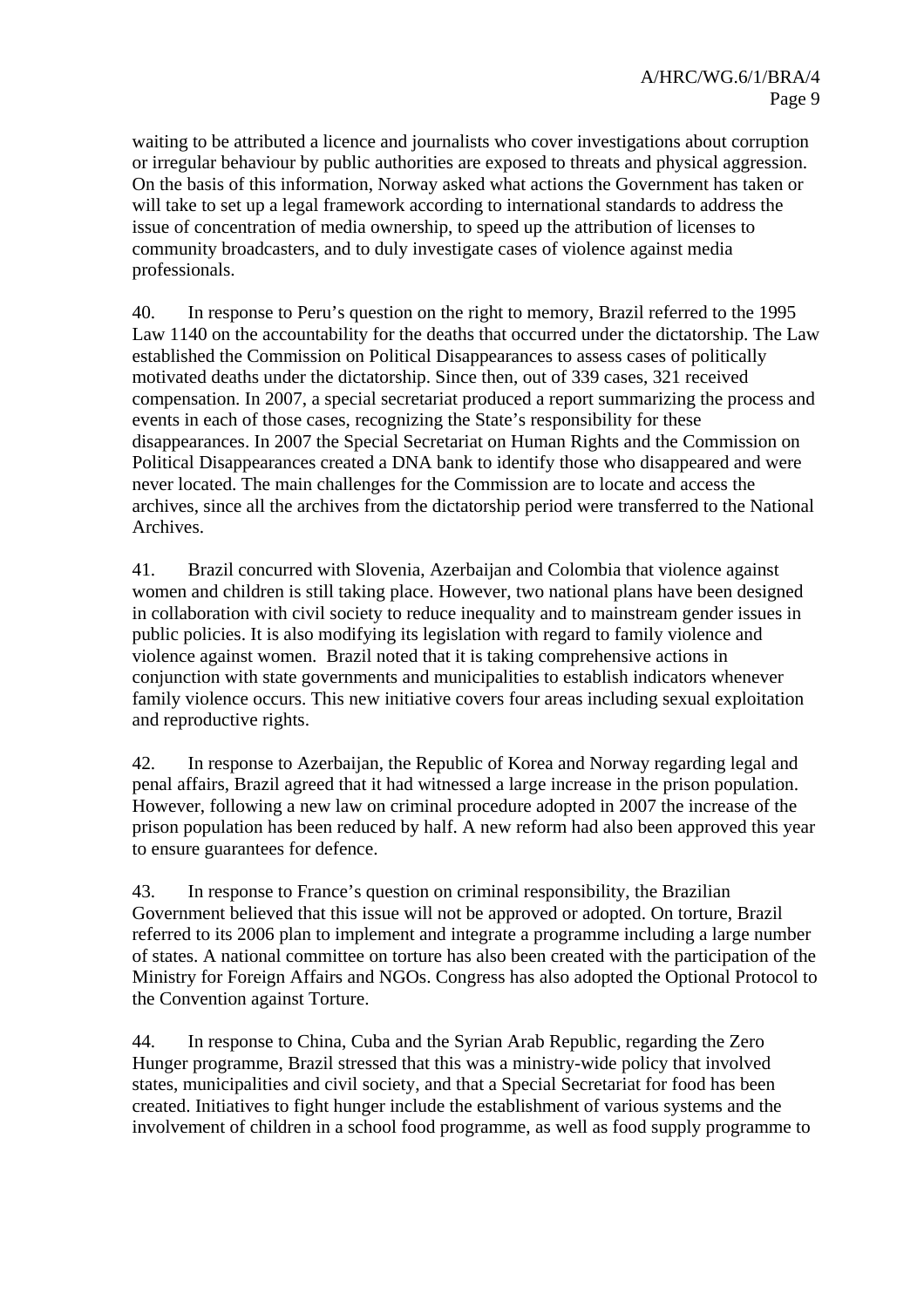waiting to be attributed a licence and journalists who cover investigations about corruption or irregular behaviour by public authorities are exposed to threats and physical aggression. On the basis of this information, Norway asked what actions the Government has taken or will take to set up a legal framework according to international standards to address the issue of concentration of media ownership, to speed up the attribution of licenses to community broadcasters, and to duly investigate cases of violence against media professionals.

40. In response to Peru's question on the right to memory, Brazil referred to the 1995 Law 1140 on the accountability for the deaths that occurred under the dictatorship. The Law established the Commission on Political Disappearances to assess cases of politically motivated deaths under the dictatorship. Since then, out of 339 cases, 321 received compensation. In 2007, a special secretariat produced a report summarizing the process and events in each of those cases, recognizing the State's responsibility for these disappearances. In 2007 the Special Secretariat on Human Rights and the Commission on Political Disappearances created a DNA bank to identify those who disappeared and were never located. The main challenges for the Commission are to locate and access the archives, since all the archives from the dictatorship period were transferred to the National Archives.

41. Brazil concurred with Slovenia, Azerbaijan and Colombia that violence against women and children is still taking place. However, two national plans have been designed in collaboration with civil society to reduce inequality and to mainstream gender issues in public policies. It is also modifying its legislation with regard to family violence and violence against women. Brazil noted that it is taking comprehensive actions in conjunction with state governments and municipalities to establish indicators whenever family violence occurs. This new initiative covers four areas including sexual exploitation and reproductive rights.

42. In response to Azerbaijan, the Republic of Korea and Norway regarding legal and penal affairs, Brazil agreed that it had witnessed a large increase in the prison population. However, following a new law on criminal procedure adopted in 2007 the increase of the prison population has been reduced by half. A new reform had also been approved this year to ensure guarantees for defence.

43. In response to France's question on criminal responsibility, the Brazilian Government believed that this issue will not be approved or adopted. On torture, Brazil referred to its 2006 plan to implement and integrate a programme including a large number of states. A national committee on torture has also been created with the participation of the Ministry for Foreign Affairs and NGOs. Congress has also adopted the Optional Protocol to the Convention against Torture.

44. In response to China, Cuba and the Syrian Arab Republic, regarding the Zero Hunger programme, Brazil stressed that this was a ministry-wide policy that involved states, municipalities and civil society, and that a Special Secretariat for food has been created. Initiatives to fight hunger include the establishment of various systems and the involvement of children in a school food programme, as well as food supply programme to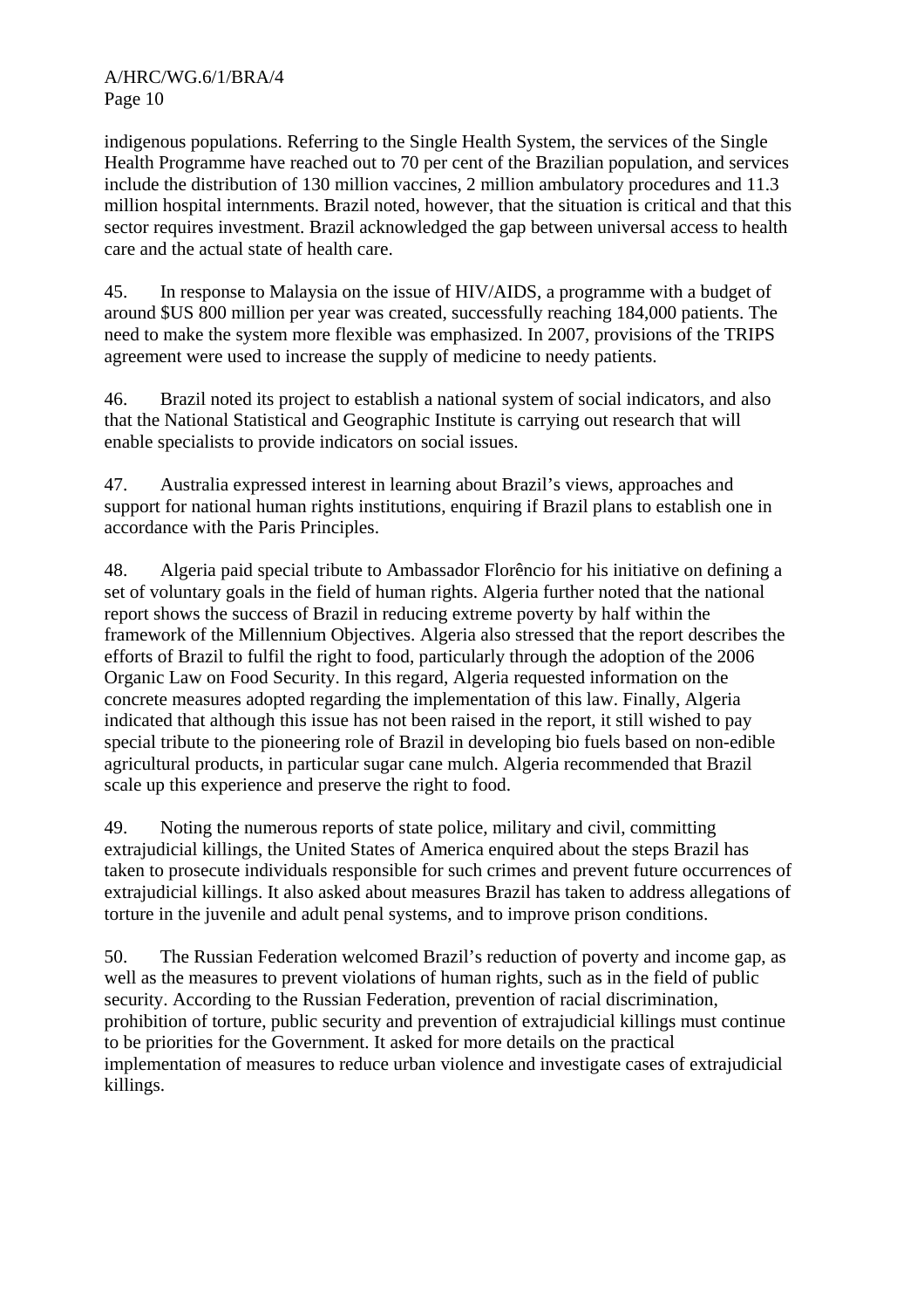indigenous populations. Referring to the Single Health System, the services of the Single Health Programme have reached out to 70 per cent of the Brazilian population, and services include the distribution of 130 million vaccines, 2 million ambulatory procedures and 11.3 million hospital internments. Brazil noted, however, that the situation is critical and that this sector requires investment. Brazil acknowledged the gap between universal access to health care and the actual state of health care.

45. In response to Malaysia on the issue of HIV/AIDS, a programme with a budget of around $US 800 million per year was created, successfully reaching 184,000 patients. The need to make the system more flexible was emphasized. In 2007, provisions of the TRIPS agreement were used to increase the supply of medicine to needy patients.

46. Brazil noted its project to establish a national system of social indicators, and also that the National Statistical and Geographic Institute is carrying out research that will enable specialists to provide indicators on social issues.

47. Australia expressed interest in learning about Brazil's views, approaches and support for national human rights institutions, enquiring if Brazil plans to establish one in accordance with the Paris Principles.

48. Algeria paid special tribute to Ambassador Florêncio for his initiative on defining a set of voluntary goals in the field of human rights. Algeria further noted that the national report shows the success of Brazil in reducing extreme poverty by half within the framework of the Millennium Objectives. Algeria also stressed that the report describes the efforts of Brazil to fulfil the right to food, particularly through the adoption of the 2006 Organic Law on Food Security. In this regard, Algeria requested information on the concrete measures adopted regarding the implementation of this law. Finally, Algeria indicated that although this issue has not been raised in the report, it still wished to pay special tribute to the pioneering role of Brazil in developing bio fuels based on non-edible agricultural products, in particular sugar cane mulch. Algeria recommended that Brazil scale up this experience and preserve the right to food.

49. Noting the numerous reports of state police, military and civil, committing extrajudicial killings, the United States of America enquired about the steps Brazil has taken to prosecute individuals responsible for such crimes and prevent future occurrences of extrajudicial killings. It also asked about measures Brazil has taken to address allegations of torture in the juvenile and adult penal systems, and to improve prison conditions.

50. The Russian Federation welcomed Brazil's reduction of poverty and income gap, as well as the measures to prevent violations of human rights, such as in the field of public security. According to the Russian Federation, prevention of racial discrimination, prohibition of torture, public security and prevention of extrajudicial killings must continue to be priorities for the Government. It asked for more details on the practical implementation of measures to reduce urban violence and investigate cases of extrajudicial killings.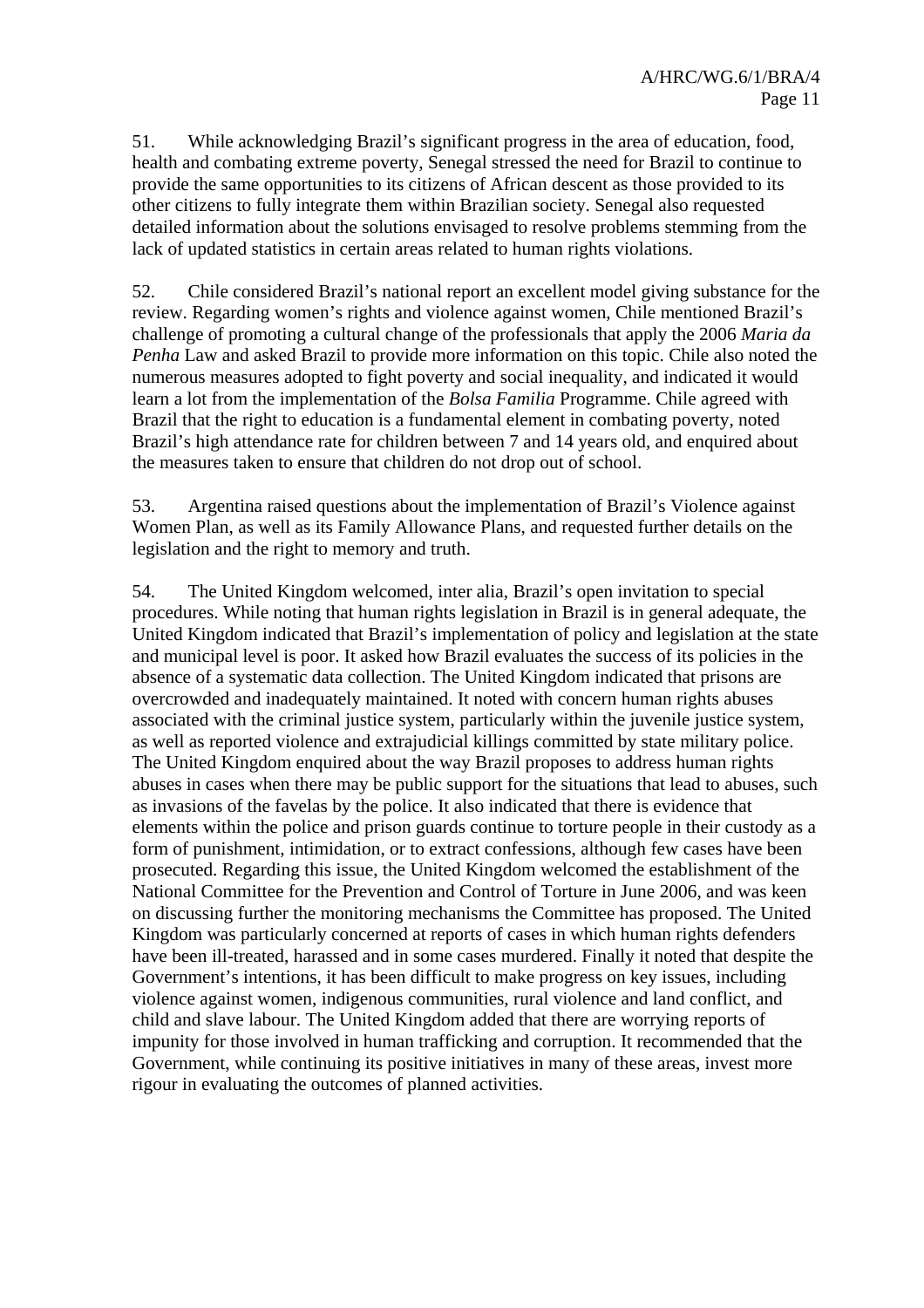51. While acknowledging Brazil's significant progress in the area of education, food, health and combating extreme poverty, Senegal stressed the need for Brazil to continue to provide the same opportunities to its citizens of African descent as those provided to its other citizens to fully integrate them within Brazilian society. Senegal also requested detailed information about the solutions envisaged to resolve problems stemming from the lack of updated statistics in certain areas related to human rights violations.

52. Chile considered Brazil's national report an excellent model giving substance for the review. Regarding women's rights and violence against women, Chile mentioned Brazil's challenge of promoting a cultural change of the professionals that apply the 2006 *Maria da Penha* Law and asked Brazil to provide more information on this topic. Chile also noted the numerous measures adopted to fight poverty and social inequality, and indicated it would learn a lot from the implementation of the *Bolsa Familia* Programme. Chile agreed with Brazil that the right to education is a fundamental element in combating poverty, noted Brazil's high attendance rate for children between 7 and 14 years old, and enquired about the measures taken to ensure that children do not drop out of school.

53. Argentina raised questions about the implementation of Brazil's Violence against Women Plan, as well as its Family Allowance Plans, and requested further details on the legislation and the right to memory and truth.

54. The United Kingdom welcomed, inter alia, Brazil's open invitation to special procedures. While noting that human rights legislation in Brazil is in general adequate, the United Kingdom indicated that Brazil's implementation of policy and legislation at the state and municipal level is poor. It asked how Brazil evaluates the success of its policies in the absence of a systematic data collection. The United Kingdom indicated that prisons are overcrowded and inadequately maintained. It noted with concern human rights abuses associated with the criminal justice system, particularly within the juvenile justice system, as well as reported violence and extrajudicial killings committed by state military police. The United Kingdom enquired about the way Brazil proposes to address human rights abuses in cases when there may be public support for the situations that lead to abuses, such as invasions of the favelas by the police. It also indicated that there is evidence that elements within the police and prison guards continue to torture people in their custody as a form of punishment, intimidation, or to extract confessions, although few cases have been prosecuted. Regarding this issue, the United Kingdom welcomed the establishment of the National Committee for the Prevention and Control of Torture in June 2006, and was keen on discussing further the monitoring mechanisms the Committee has proposed. The United Kingdom was particularly concerned at reports of cases in which human rights defenders have been ill-treated, harassed and in some cases murdered. Finally it noted that despite the Government's intentions, it has been difficult to make progress on key issues, including violence against women, indigenous communities, rural violence and land conflict, and child and slave labour. The United Kingdom added that there are worrying reports of impunity for those involved in human trafficking and corruption. It recommended that the Government, while continuing its positive initiatives in many of these areas, invest more rigour in evaluating the outcomes of planned activities.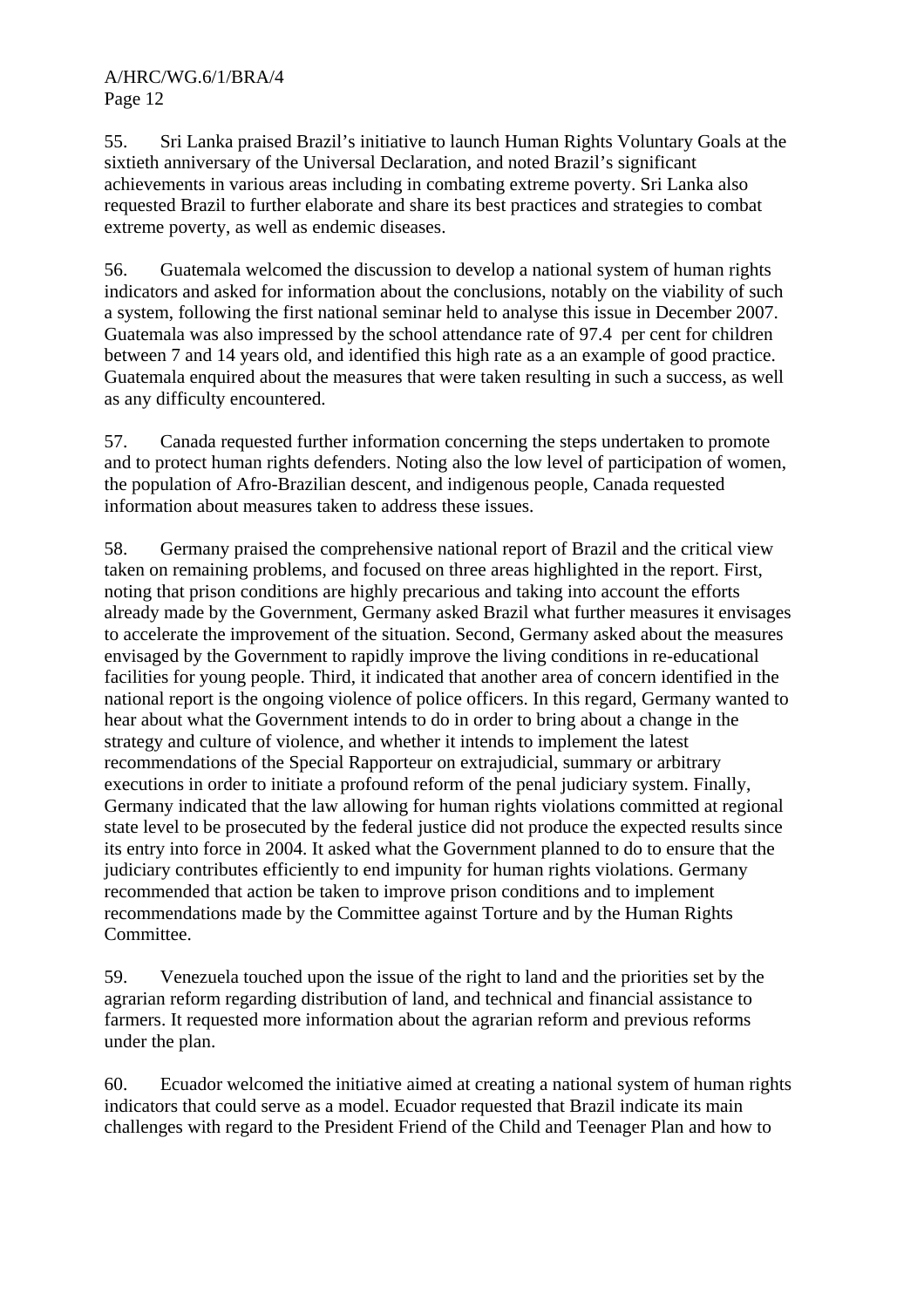55. Sri Lanka praised Brazil's initiative to launch Human Rights Voluntary Goals at the sixtieth anniversary of the Universal Declaration, and noted Brazil's significant achievements in various areas including in combating extreme poverty. Sri Lanka also requested Brazil to further elaborate and share its best practices and strategies to combat extreme poverty, as well as endemic diseases.

56. Guatemala welcomed the discussion to develop a national system of human rights indicators and asked for information about the conclusions, notably on the viability of such a system, following the first national seminar held to analyse this issue in December 2007. Guatemala was also impressed by the school attendance rate of 97.4 per cent for children between 7 and 14 years old, and identified this high rate as a an example of good practice. Guatemala enquired about the measures that were taken resulting in such a success, as well as any difficulty encountered.

57. Canada requested further information concerning the steps undertaken to promote and to protect human rights defenders. Noting also the low level of participation of women, the population of Afro-Brazilian descent, and indigenous people, Canada requested information about measures taken to address these issues.

58. Germany praised the comprehensive national report of Brazil and the critical view taken on remaining problems, and focused on three areas highlighted in the report. First, noting that prison conditions are highly precarious and taking into account the efforts already made by the Government, Germany asked Brazil what further measures it envisages to accelerate the improvement of the situation. Second, Germany asked about the measures envisaged by the Government to rapidly improve the living conditions in re-educational facilities for young people. Third, it indicated that another area of concern identified in the national report is the ongoing violence of police officers. In this regard, Germany wanted to hear about what the Government intends to do in order to bring about a change in the strategy and culture of violence, and whether it intends to implement the latest recommendations of the Special Rapporteur on extrajudicial, summary or arbitrary executions in order to initiate a profound reform of the penal judiciary system. Finally, Germany indicated that the law allowing for human rights violations committed at regional state level to be prosecuted by the federal justice did not produce the expected results since its entry into force in 2004. It asked what the Government planned to do to ensure that the judiciary contributes efficiently to end impunity for human rights violations. Germany recommended that action be taken to improve prison conditions and to implement recommendations made by the Committee against Torture and by the Human Rights Committee.

59. Venezuela touched upon the issue of the right to land and the priorities set by the agrarian reform regarding distribution of land, and technical and financial assistance to farmers. It requested more information about the agrarian reform and previous reforms under the plan.

60. Ecuador welcomed the initiative aimed at creating a national system of human rights indicators that could serve as a model. Ecuador requested that Brazil indicate its main challenges with regard to the President Friend of the Child and Teenager Plan and how to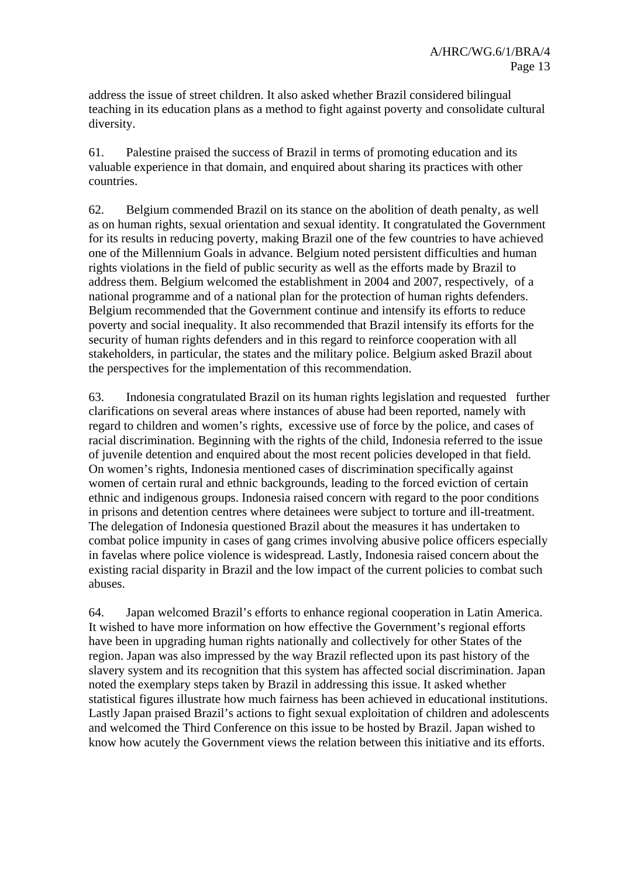address the issue of street children. It also asked whether Brazil considered bilingual teaching in its education plans as a method to fight against poverty and consolidate cultural diversity.

61. Palestine praised the success of Brazil in terms of promoting education and its valuable experience in that domain, and enquired about sharing its practices with other countries.

62. Belgium commended Brazil on its stance on the abolition of death penalty, as well as on human rights, sexual orientation and sexual identity. It congratulated the Government for its results in reducing poverty, making Brazil one of the few countries to have achieved one of the Millennium Goals in advance. Belgium noted persistent difficulties and human rights violations in the field of public security as well as the efforts made by Brazil to address them. Belgium welcomed the establishment in 2004 and 2007, respectively, of a national programme and of a national plan for the protection of human rights defenders. Belgium recommended that the Government continue and intensify its efforts to reduce poverty and social inequality. It also recommended that Brazil intensify its efforts for the security of human rights defenders and in this regard to reinforce cooperation with all stakeholders, in particular, the states and the military police. Belgium asked Brazil about the perspectives for the implementation of this recommendation.

63. Indonesia congratulated Brazil on its human rights legislation and requested further clarifications on several areas where instances of abuse had been reported, namely with regard to children and women's rights, excessive use of force by the police, and cases of racial discrimination. Beginning with the rights of the child, Indonesia referred to the issue of juvenile detention and enquired about the most recent policies developed in that field. On women's rights, Indonesia mentioned cases of discrimination specifically against women of certain rural and ethnic backgrounds, leading to the forced eviction of certain ethnic and indigenous groups. Indonesia raised concern with regard to the poor conditions in prisons and detention centres where detainees were subject to torture and ill-treatment. The delegation of Indonesia questioned Brazil about the measures it has undertaken to combat police impunity in cases of gang crimes involving abusive police officers especially in favelas where police violence is widespread. Lastly, Indonesia raised concern about the existing racial disparity in Brazil and the low impact of the current policies to combat such abuses.

64. Japan welcomed Brazil's efforts to enhance regional cooperation in Latin America. It wished to have more information on how effective the Government's regional efforts have been in upgrading human rights nationally and collectively for other States of the region. Japan was also impressed by the way Brazil reflected upon its past history of the slavery system and its recognition that this system has affected social discrimination. Japan noted the exemplary steps taken by Brazil in addressing this issue. It asked whether statistical figures illustrate how much fairness has been achieved in educational institutions. Lastly Japan praised Brazil's actions to fight sexual exploitation of children and adolescents and welcomed the Third Conference on this issue to be hosted by Brazil. Japan wished to know how acutely the Government views the relation between this initiative and its efforts.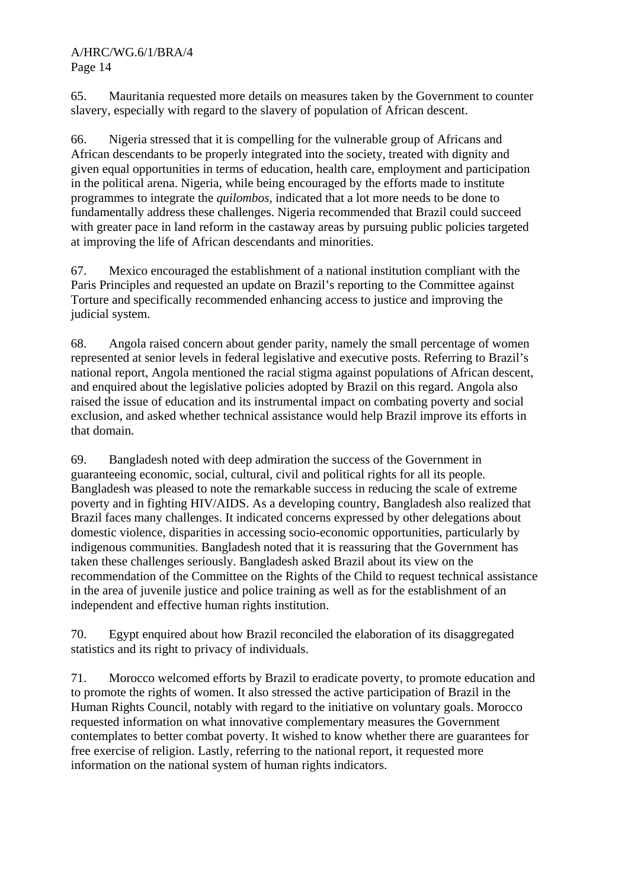65. Mauritania requested more details on measures taken by the Government to counter slavery, especially with regard to the slavery of population of African descent.

66. Nigeria stressed that it is compelling for the vulnerable group of Africans and African descendants to be properly integrated into the society, treated with dignity and given equal opportunities in terms of education, health care, employment and participation in the political arena. Nigeria, while being encouraged by the efforts made to institute programmes to integrate the *quilombos*, indicated that a lot more needs to be done to fundamentally address these challenges. Nigeria recommended that Brazil could succeed with greater pace in land reform in the castaway areas by pursuing public policies targeted at improving the life of African descendants and minorities.

67. Mexico encouraged the establishment of a national institution compliant with the Paris Principles and requested an update on Brazil's reporting to the Committee against Torture and specifically recommended enhancing access to justice and improving the judicial system.

68. Angola raised concern about gender parity, namely the small percentage of women represented at senior levels in federal legislative and executive posts. Referring to Brazil's national report, Angola mentioned the racial stigma against populations of African descent, and enquired about the legislative policies adopted by Brazil on this regard. Angola also raised the issue of education and its instrumental impact on combating poverty and social exclusion, and asked whether technical assistance would help Brazil improve its efforts in that domain.

69. Bangladesh noted with deep admiration the success of the Government in guaranteeing economic, social, cultural, civil and political rights for all its people. Bangladesh was pleased to note the remarkable success in reducing the scale of extreme poverty and in fighting HIV/AIDS. As a developing country, Bangladesh also realized that Brazil faces many challenges. It indicated concerns expressed by other delegations about domestic violence, disparities in accessing socio-economic opportunities, particularly by indigenous communities. Bangladesh noted that it is reassuring that the Government has taken these challenges seriously. Bangladesh asked Brazil about its view on the recommendation of the Committee on the Rights of the Child to request technical assistance in the area of juvenile justice and police training as well as for the establishment of an independent and effective human rights institution.

70. Egypt enquired about how Brazil reconciled the elaboration of its disaggregated statistics and its right to privacy of individuals.

71. Morocco welcomed efforts by Brazil to eradicate poverty, to promote education and to promote the rights of women. It also stressed the active participation of Brazil in the Human Rights Council, notably with regard to the initiative on voluntary goals. Morocco requested information on what innovative complementary measures the Government contemplates to better combat poverty. It wished to know whether there are guarantees for free exercise of religion. Lastly, referring to the national report, it requested more information on the national system of human rights indicators.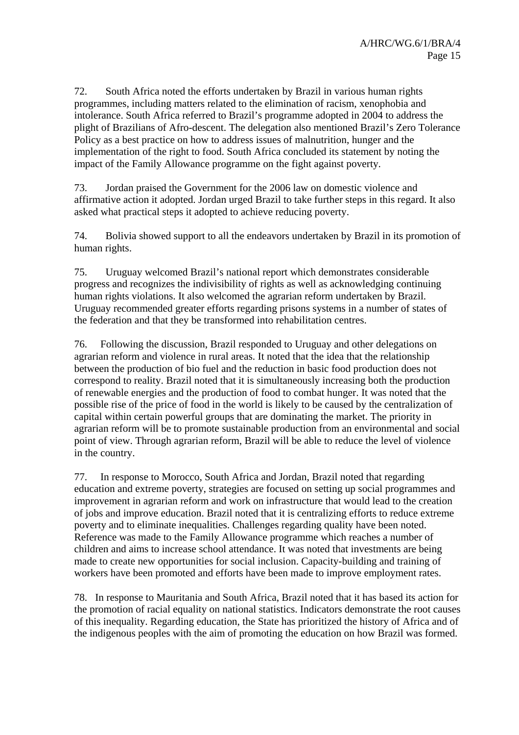72. South Africa noted the efforts undertaken by Brazil in various human rights programmes, including matters related to the elimination of racism, xenophobia and intolerance. South Africa referred to Brazil's programme adopted in 2004 to address the plight of Brazilians of Afro-descent. The delegation also mentioned Brazil's Zero Tolerance Policy as a best practice on how to address issues of malnutrition, hunger and the implementation of the right to food. South Africa concluded its statement by noting the impact of the Family Allowance programme on the fight against poverty.

73. Jordan praised the Government for the 2006 law on domestic violence and affirmative action it adopted. Jordan urged Brazil to take further steps in this regard. It also asked what practical steps it adopted to achieve reducing poverty.

74. Bolivia showed support to all the endeavors undertaken by Brazil in its promotion of human rights.

75. Uruguay welcomed Brazil's national report which demonstrates considerable progress and recognizes the indivisibility of rights as well as acknowledging continuing human rights violations. It also welcomed the agrarian reform undertaken by Brazil. Uruguay recommended greater efforts regarding prisons systems in a number of states of the federation and that they be transformed into rehabilitation centres.

76. Following the discussion, Brazil responded to Uruguay and other delegations on agrarian reform and violence in rural areas. It noted that the idea that the relationship between the production of bio fuel and the reduction in basic food production does not correspond to reality. Brazil noted that it is simultaneously increasing both the production of renewable energies and the production of food to combat hunger. It was noted that the possible rise of the price of food in the world is likely to be caused by the centralization of capital within certain powerful groups that are dominating the market. The priority in agrarian reform will be to promote sustainable production from an environmental and social point of view. Through agrarian reform, Brazil will be able to reduce the level of violence in the country.

77. In response to Morocco, South Africa and Jordan, Brazil noted that regarding education and extreme poverty, strategies are focused on setting up social programmes and improvement in agrarian reform and work on infrastructure that would lead to the creation of jobs and improve education. Brazil noted that it is centralizing efforts to reduce extreme poverty and to eliminate inequalities. Challenges regarding quality have been noted. Reference was made to the Family Allowance programme which reaches a number of children and aims to increase school attendance. It was noted that investments are being made to create new opportunities for social inclusion. Capacity-building and training of workers have been promoted and efforts have been made to improve employment rates.

78. In response to Mauritania and South Africa, Brazil noted that it has based its action for the promotion of racial equality on national statistics. Indicators demonstrate the root causes of this inequality. Regarding education, the State has prioritized the history of Africa and of the indigenous peoples with the aim of promoting the education on how Brazil was formed.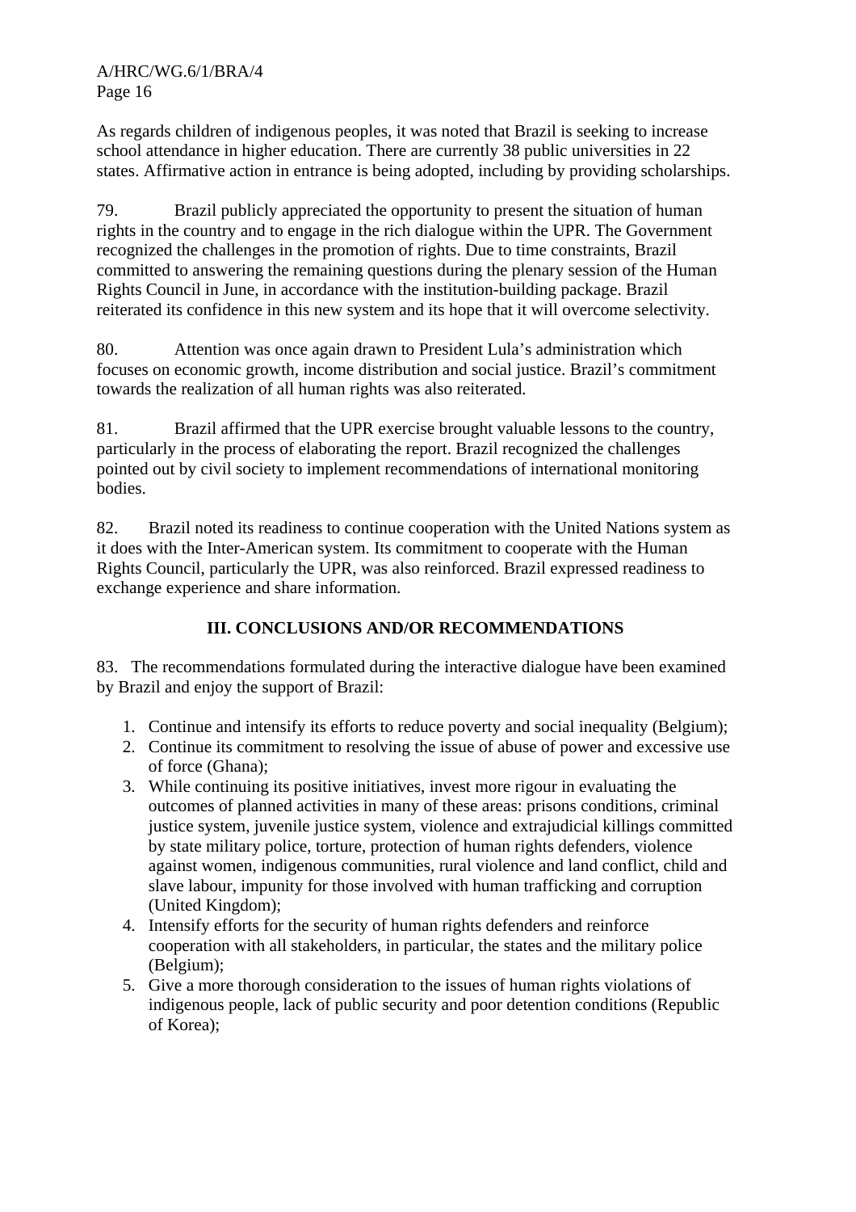As regards children of indigenous peoples, it was noted that Brazil is seeking to increase school attendance in higher education. There are currently 38 public universities in 22 states. Affirmative action in entrance is being adopted, including by providing scholarships.

79. Brazil publicly appreciated the opportunity to present the situation of human rights in the country and to engage in the rich dialogue within the UPR. The Government recognized the challenges in the promotion of rights. Due to time constraints, Brazil committed to answering the remaining questions during the plenary session of the Human Rights Council in June, in accordance with the institution-building package. Brazil reiterated its confidence in this new system and its hope that it will overcome selectivity.

80. Attention was once again drawn to President Lula's administration which focuses on economic growth, income distribution and social justice. Brazil's commitment towards the realization of all human rights was also reiterated.

81. Brazil affirmed that the UPR exercise brought valuable lessons to the country, particularly in the process of elaborating the report. Brazil recognized the challenges pointed out by civil society to implement recommendations of international monitoring bodies.

82. Brazil noted its readiness to continue cooperation with the United Nations system as it does with the Inter-American system. Its commitment to cooperate with the Human Rights Council, particularly the UPR, was also reinforced. Brazil expressed readiness to exchange experience and share information.

## III. CONCLUSIONS AND/OR RECOMMENDATIONS

83. The recommendations formulated during the interactive dialogue have been examined by Brazil and enjoy the support of Brazil:

1. Continue and intensify its efforts to reduce poverty and social inequality (Belgium);
2. Continue its commitment to resolving the issue of abuse of power and excessive use of force (Ghana);
3. While continuing its positive initiatives, invest more rigour in evaluating the outcomes of planned activities in many of these areas: prisons conditions, criminal justice system, juvenile justice system, violence and extrajudicial killings committed by state military police, torture, protection of human rights defenders, violence against women, indigenous communities, rural violence and land conflict, child and slave labour, impunity for those involved with human trafficking and corruption (United Kingdom);
4. Intensify efforts for the security of human rights defenders and reinforce cooperation with all stakeholders, in particular, the states and the military police (Belgium);
5. Give a more thorough consideration to the issues of human rights violations of indigenous people, lack of public security and poor detention conditions (Republic of Korea);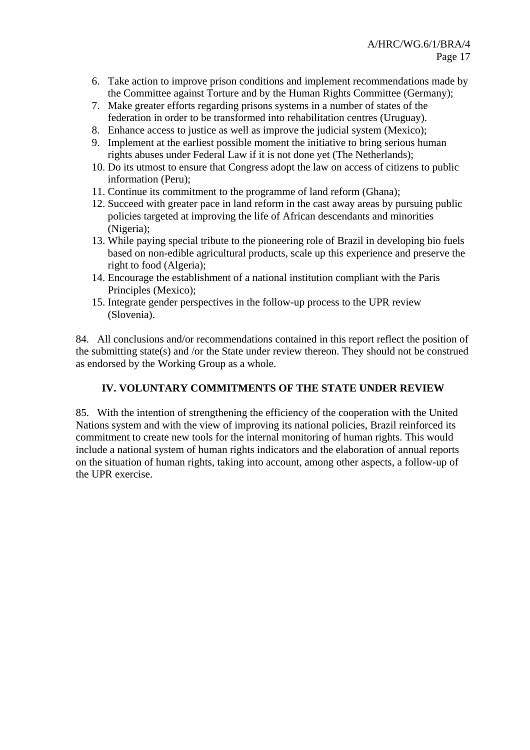6. Take action to improve prison conditions and implement recommendations made by the Committee against Torture and by the Human Rights Committee (Germany);
7. Make greater efforts regarding prisons systems in a number of states of the federation in order to be transformed into rehabilitation centres (Uruguay).
8. Enhance access to justice as well as improve the judicial system (Mexico);
9. Implement at the earliest possible moment the initiative to bring serious human rights abuses under Federal Law if it is not done yet (The Netherlands);
10. Do its utmost to ensure that Congress adopt the law on access of citizens to public information (Peru);
11. Continue its commitment to the programme of land reform (Ghana);
12. Succeed with greater pace in land reform in the cast away areas by pursuing public policies targeted at improving the life of African descendants and minorities (Nigeria);
13. While paying special tribute to the pioneering role of Brazil in developing bio fuels based on non-edible agricultural products, scale up this experience and preserve the right to food (Algeria);
14. Encourage the establishment of a national institution compliant with the Paris Principles (Mexico);
15. Integrate gender perspectives in the follow-up process to the UPR review (Slovenia).

84. All conclusions and/or recommendations contained in this report reflect the position of the submitting state(s) and /or the State under review thereon. They should not be construed as endorsed by the Working Group as a whole.

## IV. VOLUNTARY COMMITMENTS OF THE STATE UNDER REVIEW

85. With the intention of strengthening the efficiency of the cooperation with the United Nations system and with the view of improving its national policies, Brazil reinforced its commitment to create new tools for the internal monitoring of human rights. This would include a national system of human rights indicators and the elaboration of annual reports on the situation of human rights, taking into account, among other aspects, a follow-up of the UPR exercise.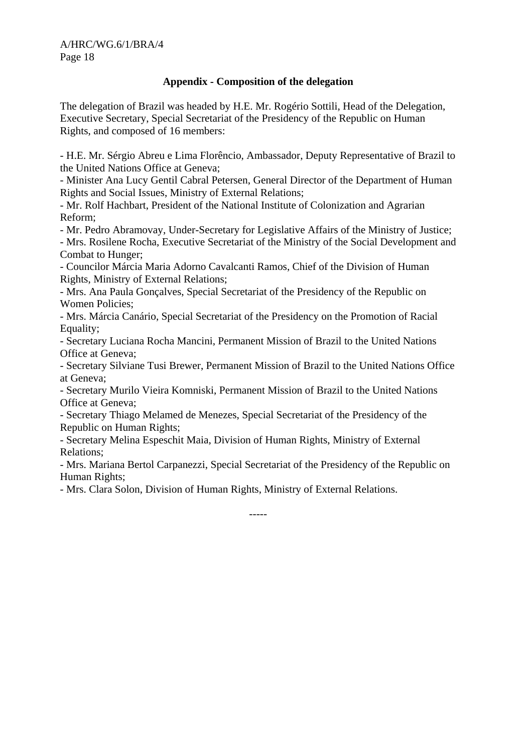## Appendix - Composition of the delegation

The delegation of Brazil was headed by H.E. Mr. Rogério Sottili, Head of the Delegation, Executive Secretary, Special Secretariat of the Presidency of the Republic on Human Rights, and composed of 16 members:

- H.E. Mr. Sérgio Abreu e Lima Florêncio, Ambassador, Deputy Representative of Brazil to the United Nations Office at Geneva;
- Minister Ana Lucy Gentil Cabral Petersen, General Director of the Department of Human Rights and Social Issues, Ministry of External Relations;
- Mr. Rolf Hachbart, President of the National Institute of Colonization and Agrarian Reform;
- Mr. Pedro Abramovay, Under-Secretary for Legislative Affairs of the Ministry of Justice;
- Mrs. Rosilene Rocha, Executive Secretariat of the Ministry of the Social Development and Combat to Hunger;
- Councilor Márcia Maria Adorno Cavalcanti Ramos, Chief of the Division of Human Rights, Ministry of External Relations;
- Mrs. Ana Paula Gonçalves, Special Secretariat of the Presidency of the Republic on Women Policies;
- Mrs. Márcia Canário, Special Secretariat of the Presidency on the Promotion of Racial Equality;
- Secretary Luciana Rocha Mancini, Permanent Mission of Brazil to the United Nations Office at Geneva;
- Secretary Silviane Tusi Brewer, Permanent Mission of Brazil to the United Nations Office at Geneva;
- Secretary Murilo Vieira Komniski, Permanent Mission of Brazil to the United Nations Office at Geneva;
- Secretary Thiago Melamed de Menezes, Special Secretariat of the Presidency of the Republic on Human Rights;
- Secretary Melina Espeschit Maia, Division of Human Rights, Ministry of External Relations;
- Mrs. Mariana Bertol Carpanezzi, Special Secretariat of the Presidency of the Republic on Human Rights;
- Mrs. Clara Solon, Division of Human Rights, Ministry of External Relations.

-----